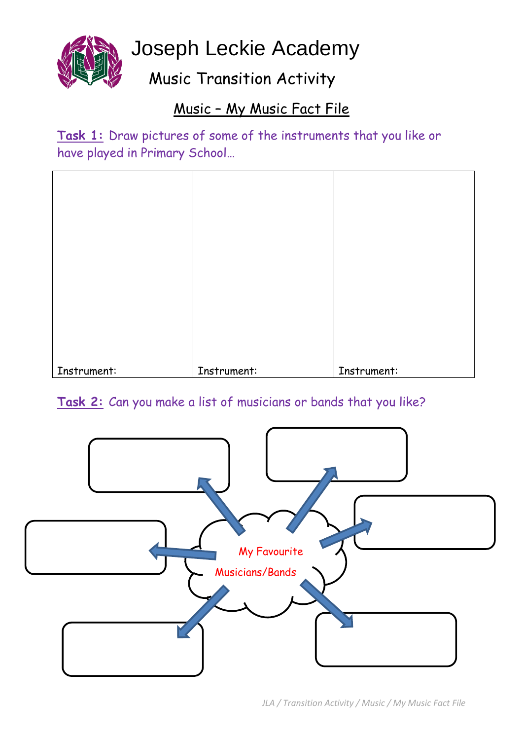# Joseph Leckie Academy

## Music Transition Activity

### Music – My Music Fact File

**Task 1:** Draw pictures of some of the instruments that you like or have played in Primary School…

| Instrument: | Instrument: | Instrument: |
|---|---|---|

**Task 2:** Can you make a list of musicians or bands that you like?

My Favourite Musicians/Bands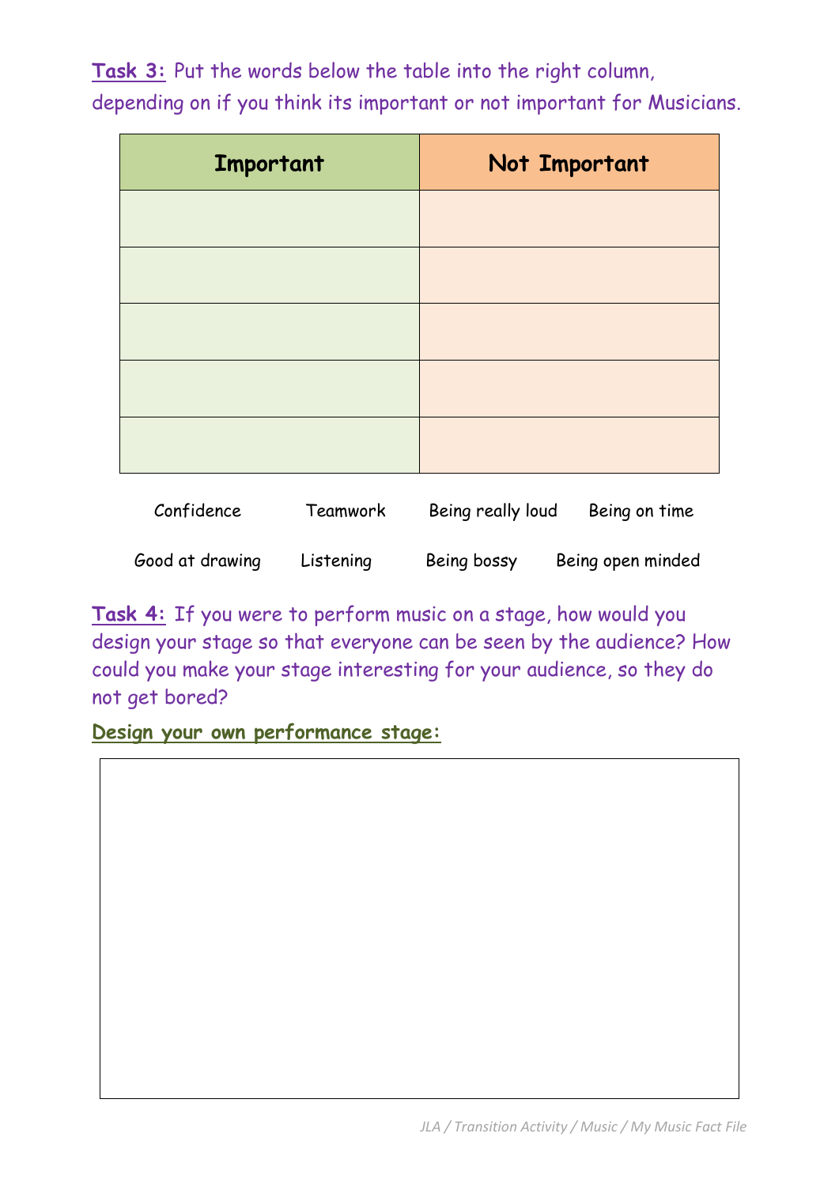**Task 3:** Put the words below the table into the right column, depending on if you think its important or not important for Musicians.

| Important | Not Important |
| --- | --- |
| | |
| | |
| | |
| | |
| | |

Confidence Teamwork Being really loud Being on time

Good at drawing Listening Being bossy Being open minded

**Task 4:** If you were to perform music on a stage, how would you design your stage so that everyone can be seen by the audience? How could you make your stage interesting for your audience, so they do not get bored?

**Design your own performance stage:**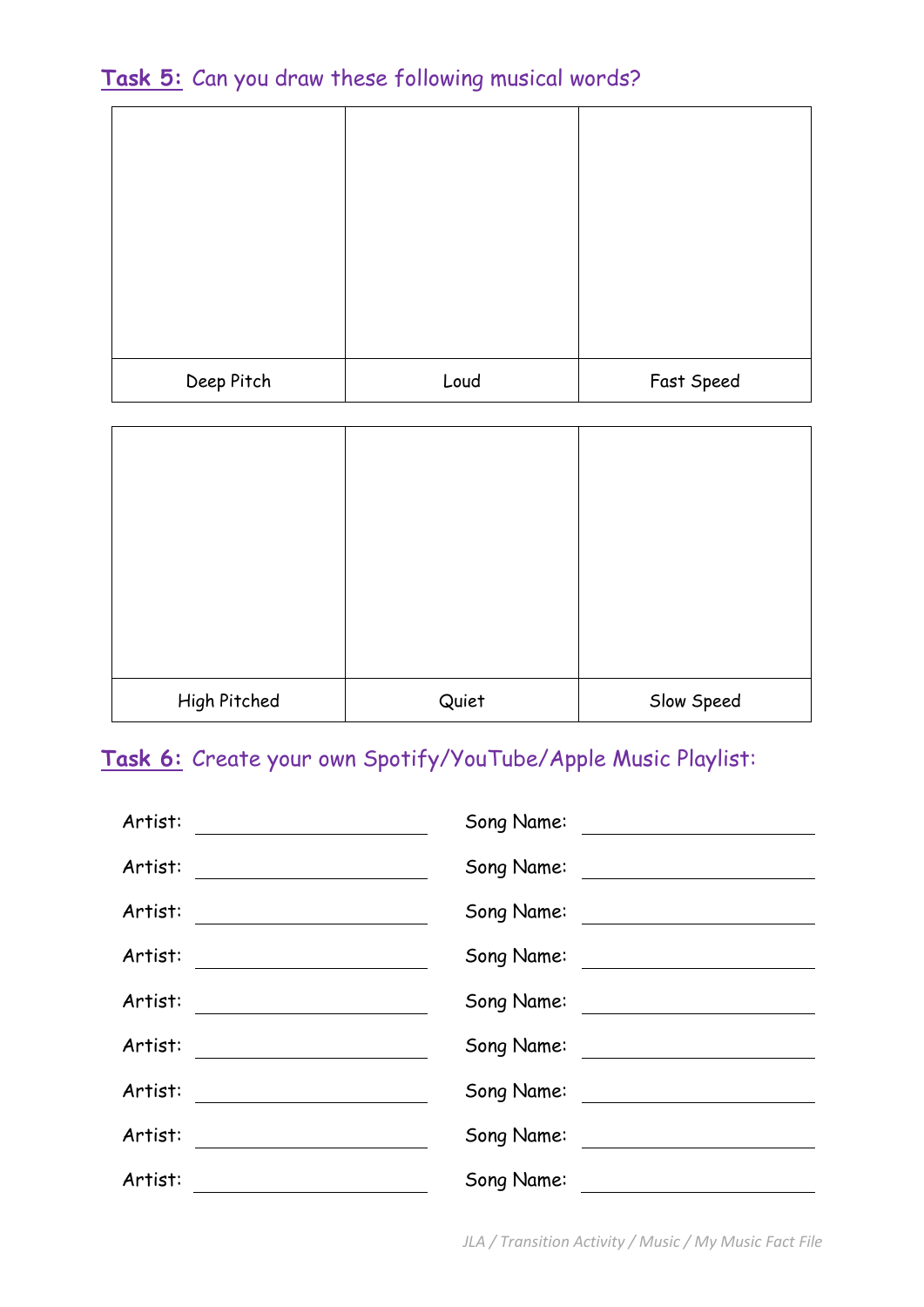**Task 5:** Can you draw these following musical words?

| | | |
|---|---|---|
| | | |
| Deep Pitch | Loud | Fast Speed |

| | | |
|---|---|---|
| | | |
| High Pitched | Quiet | Slow Speed |

**Task 6:** Create your own Spotify/YouTube/Apple Music Playlist:

Artist: ____________________ Song Name: ____________________

Artist: ____________________ Song Name: ____________________

Artist: ____________________ Song Name: ____________________

Artist: ____________________ Song Name: ____________________

Artist: ____________________ Song Name: ____________________

Artist: ____________________ Song Name: ____________________

Artist: ____________________ Song Name: ____________________

Artist: ____________________ Song Name: ____________________

Artist: ____________________ Song Name: ____________________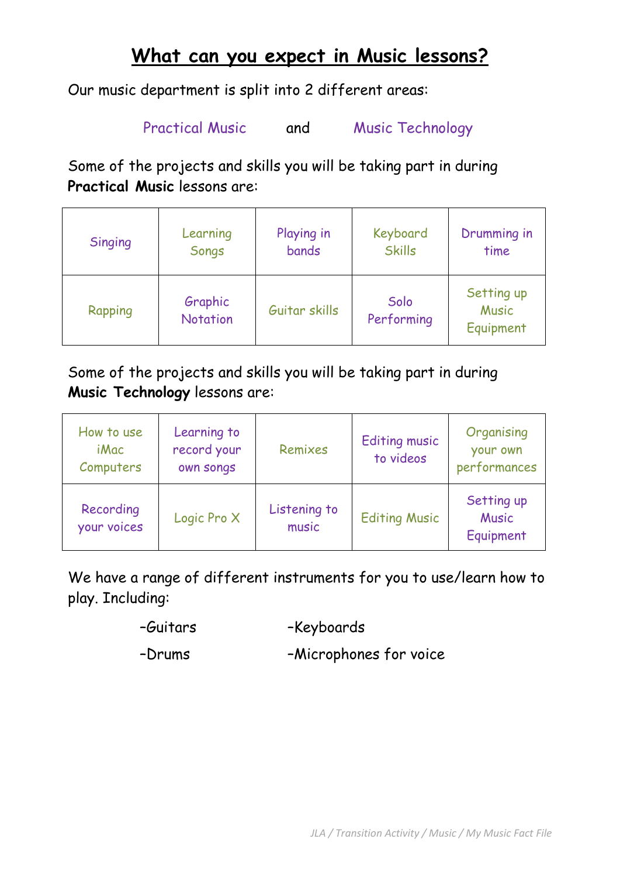# What can you expect in Music lessons?

Our music department is split into 2 different areas:

Practical Music and Music Technology

Some of the projects and skills you will be taking part in during **Practical Music** lessons are:

| | | | | |
|---|---|---|---|---|
| Singing | Learning Songs | Playing in bands | Keyboard Skills | Drumming in time |
| Rapping | Graphic Notation | Guitar skills | Solo Performing | Setting up Music Equipment |

Some of the projects and skills you will be taking part in during **Music Technology** lessons are:

| | | | | |
|---|---|---|---|---|
| How to use iMac Computers | Learning to record your own songs | Remixes | Editing music to videos | Organising your own performances |
| Recording your voices | Logic Pro X | Listening to music | Editing Music | Setting up Music Equipment |

We have a range of different instruments for you to use/learn how to play. Including:

- -Guitars
- -Keyboards
- -Drums
- -Microphones for voice